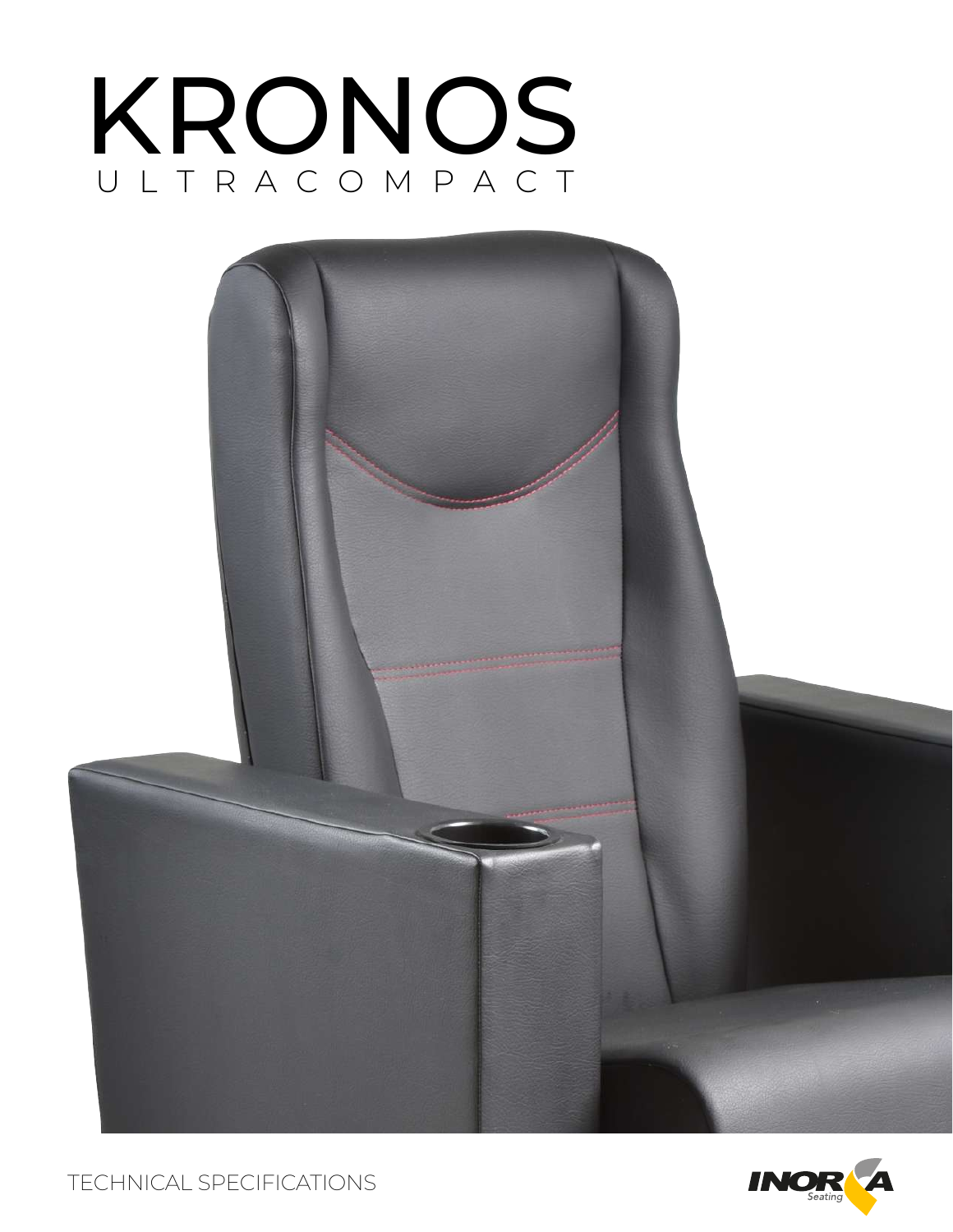# KRONOS

ULTRACOMPACT

TECHNICAL SPECIFICATIONS

INORCA Seating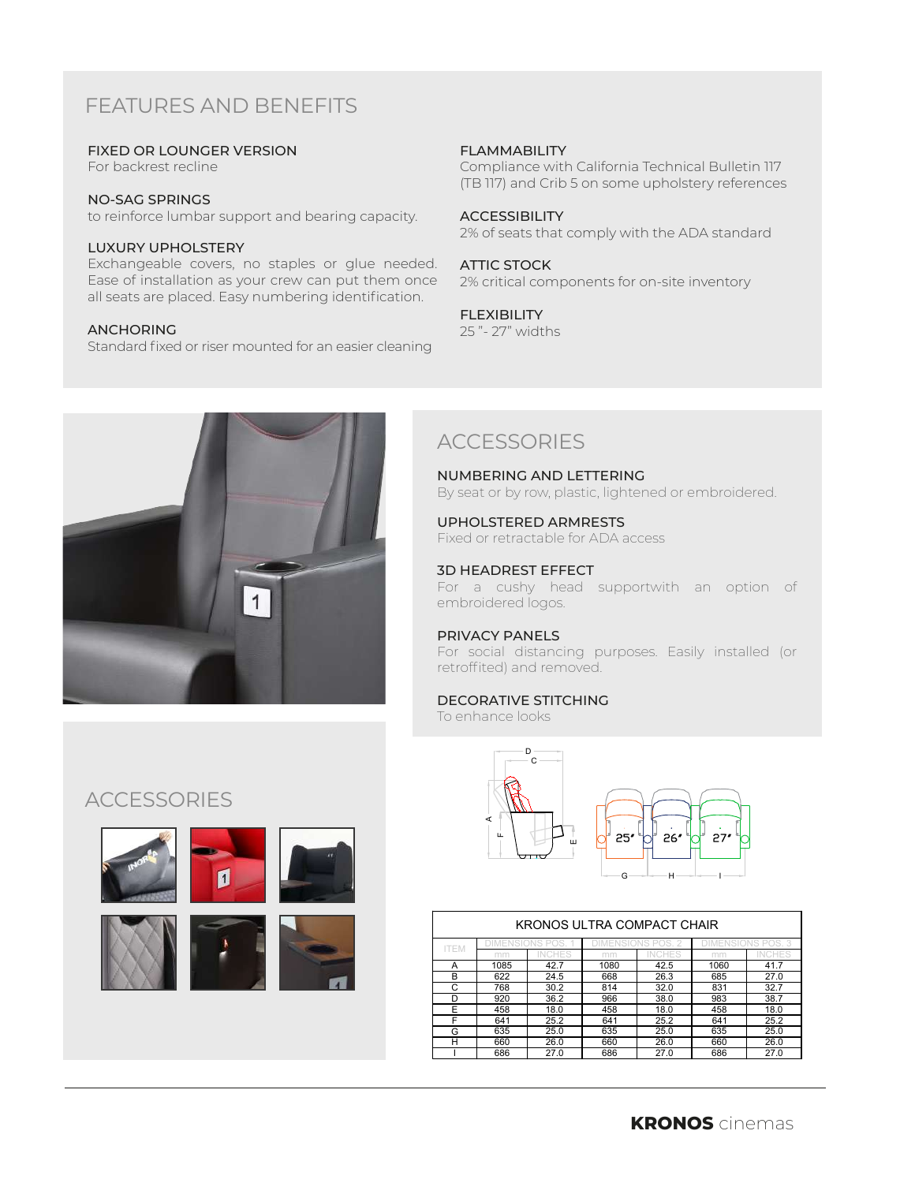## FEATURES AND BENEFITS

**FIXED OR LOUNGER VERSION**
For backrest recline

**NO-SAG SPRINGS**
to reinforce lumbar support and bearing capacity.

**LUXURY UPHOLSTERY**
Exchangeable covers, no staples or glue needed. Ease of installation as your crew can put them once all seats are placed. Easy numbering identification.

**ANCHORING**
Standard fixed or riser mounted for an easier cleaning

**FLAMMABILITY**
Compliance with California Technical Bulletin 117 (TB 117) and Crib 5 on some upholstery references

**ACCESSIBILITY**
2% of seats that comply with the ADA standard

**ATTIC STOCK**
2% critical components for on-site inventory

**FLEXIBILITY**
25 "- 27" widths

## ACCESSORIES

**NUMBERING AND LETTERING**
By seat or by row, plastic, lightened or embroidered.

**UPHOLSTERED ARMRESTS**
Fixed or retractable for ADA access

**3D HEADREST EFFECT**
For a cushy head supportwith an option of embroidered logos.

**PRIVACY PANELS**
For social distancing purposes. Easily installed (or retroffited) and removed.

**DECORATIVE STITCHING**
To enhance looks

## ACCESSORIES

| KRONOS ULTRA COMPACT CHAIR | | | | | | |
|---|---|---|---|---|---|---|
| ITEM | DIMENSIONS POS. 1 | | DIMENSIONS POS. 2 | | DIMENSIONS POS. 3 | |
| | mm | INCHES | mm | INCHES | mm | INCHES |
| A | 1085 | 42.7 | 1080 | 42.5 | 1060 | 41.7 |
| B | 622 | 24.5 | 668 | 26.3 | 685 | 27.0 |
| C | 768 | 30.2 | 814 | 32.0 | 831 | 32.7 |
| D | 920 | 36.2 | 966 | 38.0 | 983 | 38.7 |
| E | 458 | 18.0 | 458 | 18.0 | 458 | 18.0 |
| F | 641 | 25.2 | 641 | 25.2 | 641 | 25.2 |
| G | 635 | 25.0 | 635 | 25.0 | 635 | 25.0 |
| H | 660 | 26.0 | 660 | 26.0 | 660 | 26.0 |
| I | 686 | 27.0 | 686 | 27.0 | 686 | 27.0 |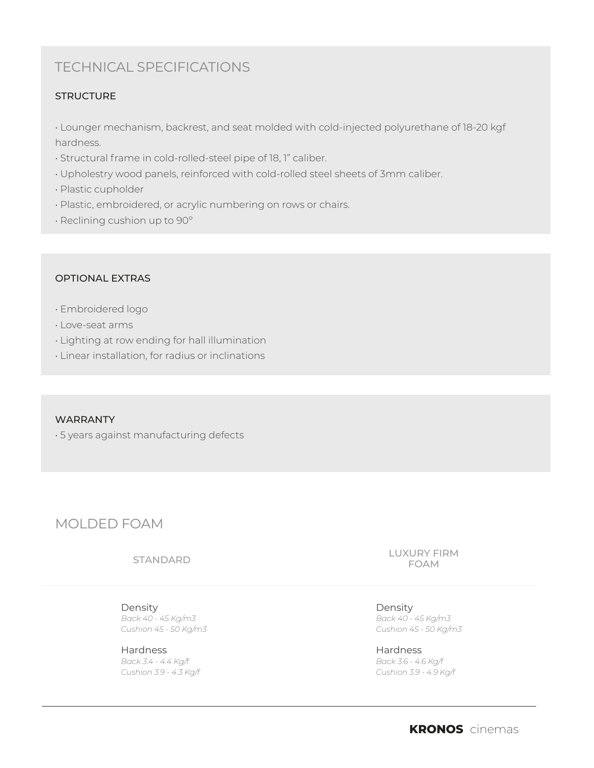## TECHNICAL SPECIFICATIONS

### STRUCTURE

- Lounger mechanism, backrest, and seat molded with cold-injected polyurethane of 18-20 kgf hardness.
- Structural frame in cold-rolled-steel pipe of 18, 1" caliber.
- Upholestry wood panels, reinforced with cold-rolled steel sheets of 3mm caliber.
- Plastic cupholder
- Plastic, embroidered, or acrylic numbering on rows or chairs.
- Reclining cushion up to 90°

### OPTIONAL EXTRAS

- Embroidered logo
- Love-seat arms
- Lighting at row ending for hall illumination
- Linear installation, for radius or inclinations

### WARRANTY

- 5 years against manufacturing defects

## MOLDED FOAM

| STANDARD | LUXURY FIRM FOAM |
|---|---|
| Density<br>*Back 40 - 45 Kg/m3*<br>*Cushion 45 - 50 Kg/m3* | Density<br>*Back 40 - 45 Kg/m3*<br>*Cushion 45 - 50 Kg/m3* |
| Hardness<br>*Back 3.4 - 4.4 Kg/f*<br>*Cushion 3.9 - 4.3 Kg/f* | Hardness<br>*Back 3.6 - 4.6 Kg/f*<br>*Cushion 3.9 - 4.9 Kg/f* |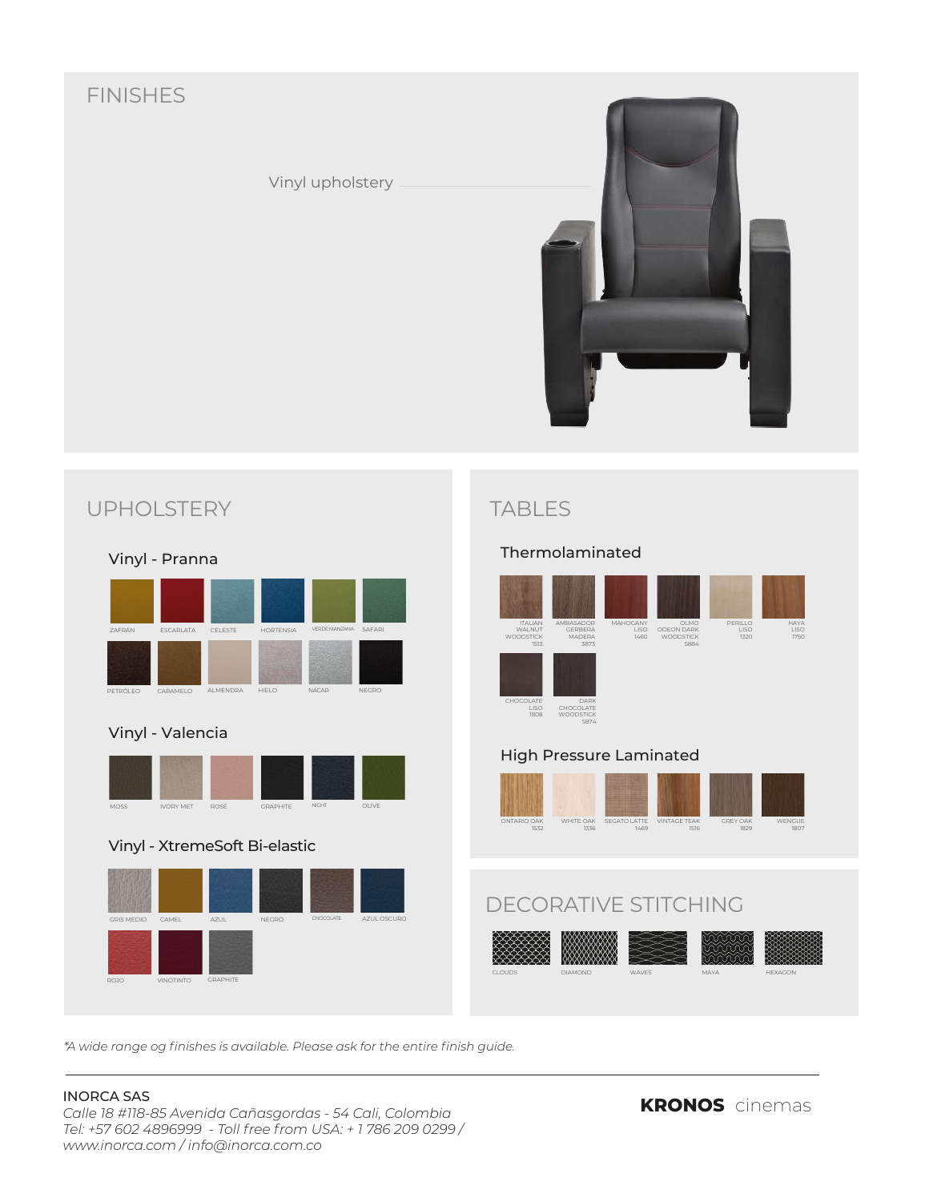# FINISHES

Vinyl upholstery

## UPHOLSTERY

### Vinyl - Pranna

ZAFRÁN · ESCARLATA · CELESTE · HORTENSIA · VERDE MANZANA · SAFARI

PETRÓLEO · CARAMELO · ALMENDRA · HIELO · NÁCAR · NEGRO

### Vinyl - Valencia

MOSS · IVORY MET · ROSÉ · GRAPHITE · NIGHT · OLIVE

### Vinyl - XtremeSoft Bi-elastic

GRIS MEDIO · CAMEL · AZUL · NEGRO · CHOCOLATE · AZUL OSCURO

ROJO · VINOTINTO · GRAPHITE

## TABLES

### Thermolaminated

ITALIAN WALNUT WOODSTICK 1513 · AMBASADOR GERBERA MADERA 3873 · MAHOGANY LISO 1460 · OLMO ODEON DARK WOODSTICK 5884 · PERILLO LISO 1320 · HAYA LISO 1750

CHOCOLATE LISO 1808 · DARK CHOCOLATE WOODSTICK 5874

### High Pressure Laminated

ONTARIO OAK 1532 · WHITE OAK 1336 · SEGATO LATTE 1469 · VINTAGE TEAK 1516 · GREY OAK 1829 · WENGUE 1807

## DECORATIVE STITCHING

CLOUDS · DIAMOND · WAVES · MAYA · HEXAGON

*\*A wide range og finishes is available. Please ask for the entire finish guide.*

INORCA SAS
*Calle 18 #118-85 Avenida Cañasgordas - 54 Cali, Colombia*
*Tel: +57 602 4896999 - Toll free from USA: + 1 786 209 0299 /*
*www.inorca.com / info@inorca.com.co*

**KRONOS** cinemas